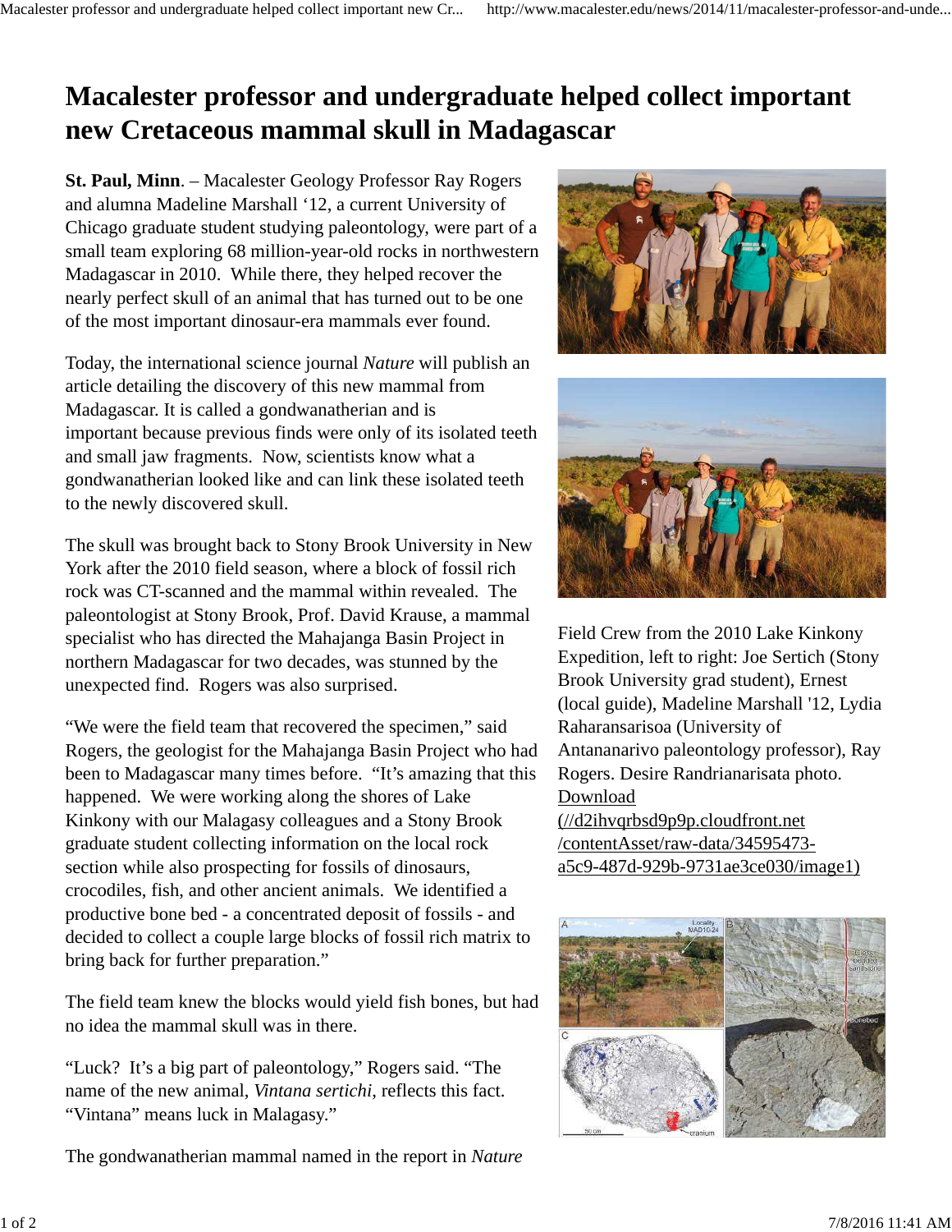# Macalester professor and undergraduate helped collect important new Cretaceous mammal skull in Madagascar

**St. Paul, Minn**. – Macalester Geology Professor Ray Rogers and alumna Madeline Marshall '12, a current University of Chicago graduate student studying paleontology, were part of a small team exploring 68 million-year-old rocks in northwestern Madagascar in 2010. While there, they helped recover the nearly perfect skull of an animal that has turned out to be one of the most important dinosaur-era mammals ever found.

Today, the international science journal *Nature* will publish an article detailing the discovery of this new mammal from Madagascar. It is called a gondwanatherian and is important because previous finds were only of its isolated teeth and small jaw fragments. Now, scientists know what a gondwanatherian looked like and can link these isolated teeth to the newly discovered skull.

The skull was brought back to Stony Brook University in New York after the 2010 field season, where a block of fossil rich rock was CT-scanned and the mammal within revealed. The paleontologist at Stony Brook, Prof. David Krause, a mammal specialist who has directed the Mahajanga Basin Project in northern Madagascar for two decades, was stunned by the unexpected find. Rogers was also surprised.

"We were the field team that recovered the specimen," said Rogers, the geologist for the Mahajanga Basin Project who had been to Madagascar many times before. "It's amazing that this happened. We were working along the shores of Lake Kinkony with our Malagasy colleagues and a Stony Brook graduate student collecting information on the local rock section while also prospecting for fossils of dinosaurs, crocodiles, fish, and other ancient animals. We identified a productive bone bed - a concentrated deposit of fossils - and decided to collect a couple large blocks of fossil rich matrix to bring back for further preparation."

The field team knew the blocks would yield fish bones, but had no idea the mammal skull was in there.

"Luck? It's a big part of paleontology," Rogers said. "The name of the new animal, *Vintana sertichi*, reflects this fact. "Vintana" means luck in Malagasy."

The gondwanatherian mammal named in the report in *Nature*

Field Crew from the 2010 Lake Kinkony Expedition, left to right: Joe Sertich (Stony Brook University grad student), Ernest (local guide), Madeline Marshall '12, Lydia Raharansarisoa (University of Antananarivo paleontology professor), Ray Rogers. Desire Randrianarisata photo. Download (//d2ihvqrbsd9p9p.cloudfront.net/contentAsset/raw-data/34595473-a5c9-487d-929b-9731ae3ce030/image1)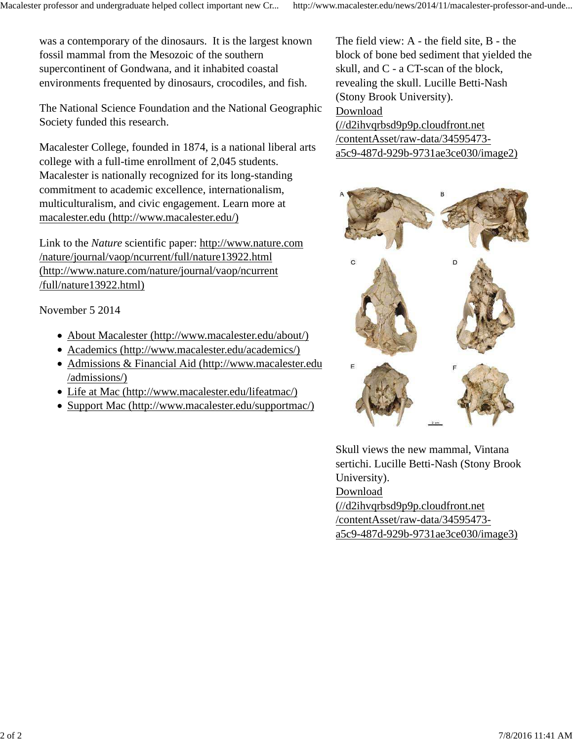was a contemporary of the dinosaurs. It is the largest known fossil mammal from the Mesozoic of the southern supercontinent of Gondwana, and it inhabited coastal environments frequented by dinosaurs, crocodiles, and fish.

The National Science Foundation and the National Geographic Society funded this research.

Macalester College, founded in 1874, is a national liberal arts college with a full-time enrollment of 2,045 students. Macalester is nationally recognized for its long-standing commitment to academic excellence, internationalism, multiculturalism, and civic engagement. Learn more at macalester.edu (http://www.macalester.edu/)

Link to the *Nature* scientific paper: http://www.nature.com/nature/journal/vaop/ncurrent/full/nature13922.html (http://www.nature.com/nature/journal/vaop/ncurrent/full/nature13922.html)

November 5 2014

- About Macalester (http://www.macalester.edu/about/)
- Academics (http://www.macalester.edu/academics/)
- Admissions & Financial Aid (http://www.macalester.edu/admissions/)
- Life at Mac (http://www.macalester.edu/lifeatmac/)
- Support Mac (http://www.macalester.edu/supportmac/)

The field view: A - the field site, B - the block of bone bed sediment that yielded the skull, and C - a CT-scan of the block, revealing the skull. Lucille Betti-Nash (Stony Brook University).
Download (//d2ihvqrbsd9p9p.cloudfront.net/contentAsset/raw-data/34595473-a5c9-487d-929b-9731ae3ce030/image2)

Skull views the new mammal, Vintana sertichi. Lucille Betti-Nash (Stony Brook University).
Download (//d2ihvqrbsd9p9p.cloudfront.net/contentAsset/raw-data/34595473-a5c9-487d-929b-9731ae3ce030/image3)